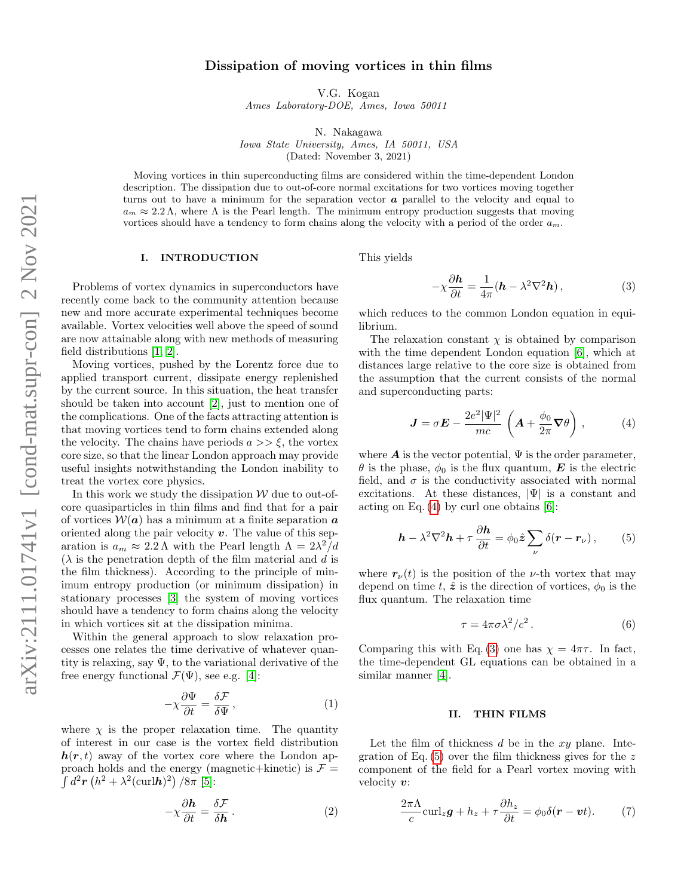# Dissipation of moving vortices in thin films

V.G. Kogan
*Ames Laboratory-DOE, Ames, Iowa 50011*

N. Nakagawa
*Iowa State University, Ames, IA 50011, USA*
(Dated: November 3, 2021)

Moving vortices in thin superconducting films are considered within the time-dependent London description. The dissipation due to out-of-core normal excitations for two vortices moving together turns out to have a minimum for the separation vector $\boldsymbol{a}$ parallel to the velocity and equal to $a_m \approx 2.2\,\Lambda$, where $\Lambda$ is the Pearl length. The minimum entropy production suggests that moving vortices should have a tendency to form chains along the velocity with a period of the order $a_m$.

## I. INTRODUCTION

Problems of vortex dynamics in superconductors have recently come back to the community attention because new and more accurate experimental techniques become available. Vortex velocities well above the speed of sound are now attainable along with new methods of measuring field distributions [1, 2].

Moving vortices, pushed by the Lorentz force due to applied transport current, dissipate energy replenished by the current source. In this situation, the heat transfer should be taken into account [2], just to mention one of the complications. One of the facts attracting attention is that moving vortices tend to form chains extended along the velocity. The chains have periods $a >> \xi$, the vortex core size, so that the linear London approach may provide useful insights notwithstanding the London inability to treat the vortex core physics.

In this work we study the dissipation $\mathcal{W}$ due to out-of-core quasiparticles in thin films and find that for a pair of vortices $\mathcal{W}(\boldsymbol{a})$ has a minimum at a finite separation $\boldsymbol{a}$ oriented along the pair velocity $\boldsymbol{v}$. The value of this separation is $a_m \approx 2.2\,\Lambda$ with the Pearl length $\Lambda = 2\lambda^2/d$ ($\lambda$ is the penetration depth of the film material and $d$ is the film thickness). According to the principle of minimum entropy production (or minimum dissipation) in stationary processes [3] the system of moving vortices should have a tendency to form chains along the velocity in which vortices sit at the dissipation minima.

Within the general approach to slow relaxation processes one relates the time derivative of whatever quantity is relaxing, say $\Psi$, to the variational derivative of the free energy functional $\mathcal{F}(\Psi)$, see e.g. [4]:

$$-\chi\frac{\partial\Psi}{\partial t} = \frac{\delta\mathcal{F}}{\delta\Psi}\,, \tag{1}$$

where $\chi$ is the proper relaxation time. The quantity of interest in our case is the vortex field distribution $\boldsymbol{h}(\boldsymbol{r},t)$ away of the vortex core where the London approach holds and the energy (magnetic+kinetic) is $\mathcal{F} = \int d^2\boldsymbol{r}\left(h^2 + \lambda^2(\text{curl}\boldsymbol{h})^2\right)/8\pi$ [5]:

$$-\chi\frac{\partial\boldsymbol{h}}{\partial t} = \frac{\delta\mathcal{F}}{\delta\boldsymbol{h}}\,. \tag{2}$$

This yields

$$-\chi\frac{\partial\boldsymbol{h}}{\partial t} = \frac{1}{4\pi}(\boldsymbol{h} - \lambda^2\nabla^2\boldsymbol{h})\,, \tag{3}$$

which reduces to the common London equation in equilibrium.

The relaxation constant $\chi$ is obtained by comparison with the time dependent London equation [6], which at distances large relative to the core size is obtained from the assumption that the current consists of the normal and superconducting parts:

$$\boldsymbol{J} = \sigma\boldsymbol{E} - \frac{2e^2|\Psi|^2}{mc}\left(\boldsymbol{A} + \frac{\phi_0}{2\pi}\boldsymbol{\nabla}\theta\right)\,, \tag{4}$$

where $\boldsymbol{A}$ is the vector potential, $\Psi$ is the order parameter, $\theta$ is the phase, $\phi_0$ is the flux quantum, $\boldsymbol{E}$ is the electric field, and $\sigma$ is the conductivity associated with normal excitations. At these distances, $|\Psi|$ is a constant and acting on Eq. (4) by curl one obtains [6]:

$$\boldsymbol{h} - \lambda^2\nabla^2\boldsymbol{h} + \tau\frac{\partial\boldsymbol{h}}{\partial t} = \phi_0\hat{\boldsymbol{z}}\sum_\nu\delta(\boldsymbol{r} - \boldsymbol{r}_\nu)\,, \tag{5}$$

where $\boldsymbol{r}_\nu(t)$ is the position of the $\nu$-th vortex that may depend on time $t$, $\hat{\boldsymbol{z}}$ is the direction of vortices, $\phi_0$ is the flux quantum. The relaxation time

$$\tau = 4\pi\sigma\lambda^2/c^2\,. \tag{6}$$

Comparing this with Eq. (3) one has $\chi = 4\pi\tau$. In fact, the time-dependent GL equations can be obtained in a similar manner [4].

## II. THIN FILMS

Let the film of thickness $d$ be in the $xy$ plane. Integration of Eq. (5) over the film thickness gives for the $z$ component of the field for a Pearl vortex moving with velocity $\boldsymbol{v}$:

$$\frac{2\pi\Lambda}{c}\text{curl}_z\boldsymbol{g} + h_z + \tau\frac{\partial h_z}{\partial t} = \phi_0\delta(\boldsymbol{r} - \boldsymbol{v}t). \tag{7}$$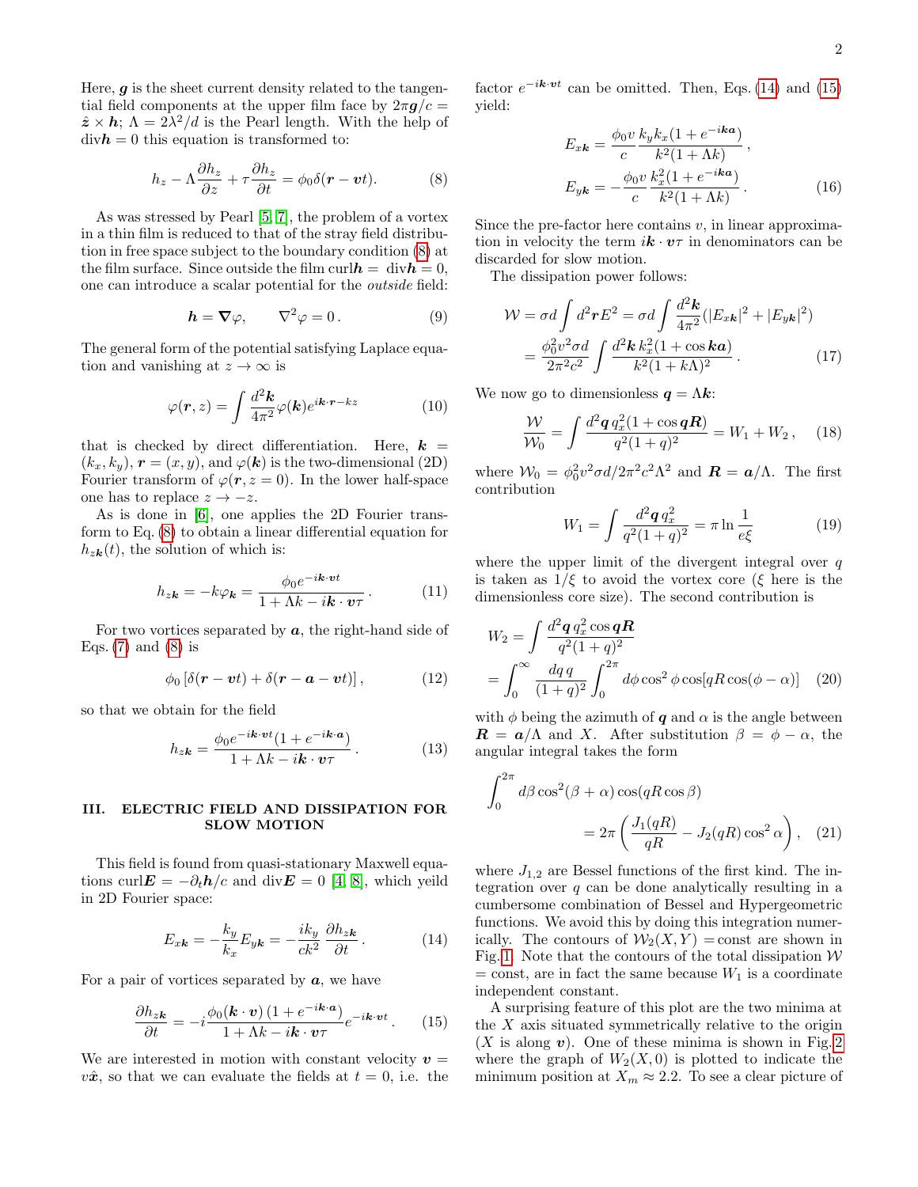Here, $\boldsymbol{g}$ is the sheet current density related to the tangential field components at the upper film face by $2\pi \boldsymbol{g}/c = \hat{\boldsymbol{z}} \times \boldsymbol{h}$; $\Lambda = 2\lambda^2/d$ is the Pearl length. With the help of $\text{div}\boldsymbol{h} = 0$ this equation is transformed to:

$$h_z - \Lambda \frac{\partial h_z}{\partial z} + \tau \frac{\partial h_z}{\partial t} = \phi_0 \delta(\boldsymbol{r} - \boldsymbol{v}t). \tag{8}$$

As was stressed by Pearl [5, 7], the problem of a vortex in a thin film is reduced to that of the stray field distribution in free space subject to the boundary condition (8) at the film surface. Since outside the film $\text{curl}\boldsymbol{h} = \text{div}\boldsymbol{h} = 0$, one can introduce a scalar potential for the *outside* field:

$$\boldsymbol{h} = \boldsymbol{\nabla}\varphi, \qquad \nabla^2\varphi = 0\,. \tag{9}$$

The general form of the potential satisfying Laplace equation and vanishing at $z \to \infty$ is

$$\varphi(\boldsymbol{r}, z) = \int \frac{d^2\boldsymbol{k}}{4\pi^2} \varphi(\boldsymbol{k}) e^{i\boldsymbol{k}\cdot\boldsymbol{r} - kz} \tag{10}$$

that is checked by direct differentiation. Here, $\boldsymbol{k} = (k_x, k_y)$, $\boldsymbol{r} = (x, y)$, and $\varphi(\boldsymbol{k})$ is the two-dimensional (2D) Fourier transform of $\varphi(\boldsymbol{r}, z = 0)$. In the lower half-space one has to replace $z \to -z$.

As is done in [6], one applies the 2D Fourier transform to Eq. (8) to obtain a linear differential equation for $h_{z\boldsymbol{k}}(t)$, the solution of which is:

$$h_{z\boldsymbol{k}} = -k\varphi_{\boldsymbol{k}} = \frac{\phi_0 e^{-i\boldsymbol{k}\cdot\boldsymbol{v}t}}{1 + \Lambda k - i\boldsymbol{k}\cdot\boldsymbol{v}\tau}\,. \tag{11}$$

For two vortices separated by $\boldsymbol{a}$, the right-hand side of Eqs. (7) and (8) is

$$\phi_0 \left[\delta(\boldsymbol{r} - \boldsymbol{v}t) + \delta(\boldsymbol{r} - \boldsymbol{a} - \boldsymbol{v}t)\right], \tag{12}$$

so that we obtain for the field

$$h_{z\boldsymbol{k}} = \frac{\phi_0 e^{-i\boldsymbol{k}\cdot\boldsymbol{v}t}(1 + e^{-i\boldsymbol{k}\cdot\boldsymbol{a}})}{1 + \Lambda k - i\boldsymbol{k}\cdot\boldsymbol{v}\tau}\,. \tag{13}$$

## III. ELECTRIC FIELD AND DISSIPATION FOR SLOW MOTION

This field is found from quasi-stationary Maxwell equations $\text{curl}\boldsymbol{E} = -\partial_t \boldsymbol{h}/c$ and $\text{div}\boldsymbol{E} = 0$ [4, 8], which yeild in 2D Fourier space:

$$E_{x\boldsymbol{k}} = -\frac{k_y}{k_x} E_{y\boldsymbol{k}} = -\frac{ik_y}{ck^2}\frac{\partial h_{z\boldsymbol{k}}}{\partial t}\,. \tag{14}$$

For a pair of vortices separated by $\boldsymbol{a}$, we have

$$\frac{\partial h_{z\boldsymbol{k}}}{\partial t} = -i\frac{\phi_0(\boldsymbol{k}\cdot\boldsymbol{v})\,(1 + e^{-i\boldsymbol{k}\cdot\boldsymbol{a}})}{1 + \Lambda k - i\boldsymbol{k}\cdot\boldsymbol{v}\tau} e^{-i\boldsymbol{k}\cdot\boldsymbol{v}t}\,. \tag{15}$$

We are interested in motion with constant velocity $\boldsymbol{v} = v\hat{\boldsymbol{x}}$, so that we can evaluate the fields at $t = 0$, i.e. the factor $e^{-i\boldsymbol{k}\cdot\boldsymbol{v}t}$ can be omitted. Then, Eqs. (14) and (15) yield:

$$E_{x\boldsymbol{k}} = \frac{\phi_0 v}{c}\frac{k_y k_x(1 + e^{-i\boldsymbol{k}\boldsymbol{a}})}{k^2(1 + \Lambda k)}\,,$$
$$E_{y\boldsymbol{k}} = -\frac{\phi_0 v}{c}\frac{k_x^2(1 + e^{-i\boldsymbol{k}\boldsymbol{a}})}{k^2(1 + \Lambda k)}\,. \tag{16}$$

Since the pre-factor here contains $v$, in linear approximation in velocity the term $i\boldsymbol{k}\cdot\boldsymbol{v}\tau$ in denominators can be discarded for slow motion.

The dissipation power follows:

$$\mathcal{W} = \sigma d \int d^2\boldsymbol{r} E^2 = \sigma d \int \frac{d^2\boldsymbol{k}}{4\pi^2}(|E_{x\boldsymbol{k}}|^2 + |E_{y\boldsymbol{k}}|^2)$$
$$= \frac{\phi_0^2 v^2 \sigma d}{2\pi^2 c^2}\int \frac{d^2\boldsymbol{k}\, k_x^2(1 + \cos\boldsymbol{k}\boldsymbol{a})}{k^2(1 + k\Lambda)^2}\,. \tag{17}$$

We now go to dimensionless $\boldsymbol{q} = \Lambda\boldsymbol{k}$:

$$\frac{\mathcal{W}}{\mathcal{W}_0} = \int \frac{d^2\boldsymbol{q}\, q_x^2(1 + \cos\boldsymbol{q}\boldsymbol{R})}{q^2(1 + q)^2} = W_1 + W_2\,, \tag{18}$$

where $\mathcal{W}_0 = \phi_0^2 v^2 \sigma d/2\pi^2 c^2 \Lambda^2$ and $\boldsymbol{R} = \boldsymbol{a}/\Lambda$. The first contribution

$$W_1 = \int \frac{d^2\boldsymbol{q}\, q_x^2}{q^2(1 + q)^2} = \pi \ln\frac{1}{e\xi} \tag{19}$$

where the upper limit of the divergent integral over $q$ is taken as $1/\xi$ to avoid the vortex core ($\xi$ here is the dimensionless core size). The second contribution is

$$W_2 = \int \frac{d^2\boldsymbol{q}\, q_x^2 \cos\boldsymbol{q}\boldsymbol{R}}{q^2(1 + q)^2}$$
$$= \int_0^\infty \frac{dq\, q}{(1 + q)^2}\int_0^{2\pi} d\phi \cos^2\phi \cos[qR\cos(\phi - \alpha)] \tag{20}$$

with $\phi$ being the azimuth of $\boldsymbol{q}$ and $\alpha$ is the angle between $\boldsymbol{R} = \boldsymbol{a}/\Lambda$ and $X$. After substitution $\beta = \phi - \alpha$, the angular integral takes the form

$$\int_0^{2\pi} d\beta \cos^2(\beta + \alpha)\cos(qR\cos\beta)$$
$$= 2\pi\left(\frac{J_1(qR)}{qR} - J_2(qR)\cos^2\alpha\right), \tag{21}$$

where $J_{1,2}$ are Bessel functions of the first kind. The integration over $q$ can be done analytically resulting in a cumbersome combination of Bessel and Hypergeometric functions. We avoid this by doing this integration numerically. The contours of $\mathcal{W}_2(X, Y) = \text{const}$ are shown in Fig. 1. Note that the contours of the total dissipation $\mathcal{W} = \text{const}$, are in fact the same because $W_1$ is a coordinate independent constant.

A surprising feature of this plot are the two minima at the $X$ axis situated symmetrically relative to the origin ($X$ is along $\boldsymbol{v}$). One of these minima is shown in Fig. 2 where the graph of $W_2(X, 0)$ is plotted to indicate the minimum position at $X_m \approx 2.2$. To see a clear picture of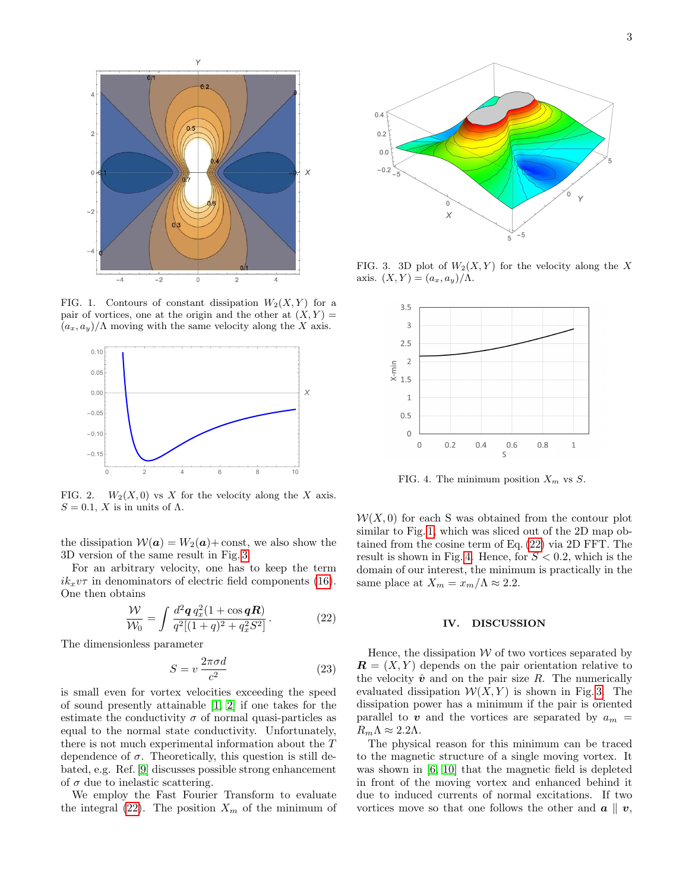FIG. 1. Contours of constant dissipation $W_2(X,Y)$ for a pair of vortices, one at the origin and the other at $(X,Y) = (a_x, a_y)/\Lambda$ moving with the same velocity along the $X$ axis.

FIG. 2. $W_2(X,0)$ vs $X$ for the velocity along the $X$ axis. $S = 0.1$, $X$ is in units of $\Lambda$.

the dissipation $\mathcal{W}(\boldsymbol{a}) = W_2(\boldsymbol{a})+$ const, we also show the 3D version of the same result in Fig. 3.

For an arbitrary velocity, one has to keep the term $ik_x v\tau$ in denominators of electric field components (16). One then obtains

$$\frac{\mathcal{W}}{\mathcal{W}_0} = \int \frac{d^2\boldsymbol{q}\, q_x^2(1+\cos \boldsymbol{qR})}{q^2[(1+q)^2+q_x^2S^2]} . \tag{22}$$

The dimensionless parameter

$$S = v\,\frac{2\pi\sigma d}{c^2} \tag{23}$$

is small even for vortex velocities exceeding the speed of sound presently attainable [1, 2] if one takes for the estimate the conductivity $\sigma$ of normal quasi-particles as equal to the normal state conductivity. Unfortunately, there is not much experimental information about the $T$ dependence of $\sigma$. Theoretically, this question is still debated, e.g. Ref. [9] discusses possible strong enhancement of $\sigma$ due to inelastic scattering.

We employ the Fast Fourier Transform to evaluate the integral (22). The position $X_m$ of the minimum of $\mathcal{W}(X,0)$ for each S was obtained from the contour plot similar to Fig. 1, which was sliced out of the 2D map obtained from the cosine term of Eq. (22) via 2D FFT. The result is shown in Fig. 4. Hence, for $S < 0.2$, which is the domain of our interest, the minimum is practically in the same place at $X_m = x_m/\Lambda \approx 2.2$.

FIG. 3. 3D plot of $W_2(X,Y)$ for the velocity along the $X$ axis. $(X,Y) = (a_x, a_y)/\Lambda$.

FIG. 4. The minimum position $X_m$ vs $S$.

## IV. DISCUSSION

Hence, the dissipation $\mathcal{W}$ of two vortices separated by $\boldsymbol{R} = (X,Y)$ depends on the pair orientation relative to the velocity $\hat{\boldsymbol{v}}$ and on the pair size $R$. The numerically evaluated dissipation $\mathcal{W}(X,Y)$ is shown in Fig. 3. The dissipation power has a minimum if the pair is oriented parallel to $\boldsymbol{v}$ and the vortices are separated by $a_m = R_m\Lambda \approx 2.2\Lambda$.

The physical reason for this minimum can be traced to the magnetic structure of a single moving vortex. It was shown in [6, 10] that the magnetic field is depleted in front of the moving vortex and enhanced behind it due to induced currents of normal excitations. If two vortices move so that one follows the other and $\boldsymbol{a} \parallel \boldsymbol{v}$,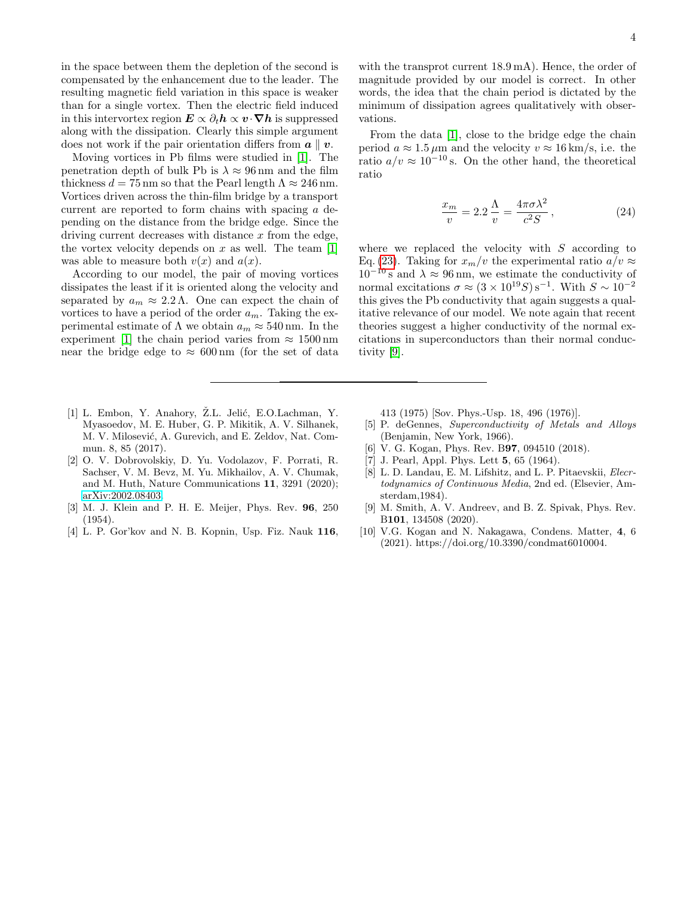in the space between them the depletion of the second is compensated by the enhancement due to the leader. The resulting magnetic field variation in this space is weaker than for a single vortex. Then the electric field induced in this intervortex region $\boldsymbol{E} \propto \partial_t \boldsymbol{h} \propto \boldsymbol{v}\cdot\boldsymbol{\nabla}\boldsymbol{h}$ is suppressed along with the dissipation. Clearly this simple argument does not work if the pair orientation differs from $\boldsymbol{a} \parallel \boldsymbol{v}$.

Moving vortices in Pb films were studied in [1]. The penetration depth of bulk Pb is $\lambda \approx 96\,$nm and the film thickness $d = 75\,$nm so that the Pearl length $\Lambda \approx 246\,$nm. Vortices driven across the thin-film bridge by a transport current are reported to form chains with spacing $a$ depending on the distance from the bridge edge. Since the driving current decreases with distance $x$ from the edge, the vortex velocity depends on $x$ as well. The team [1] was able to measure both $v(x)$ and $a(x)$.

According to our model, the pair of moving vortices dissipates the least if it is oriented along the velocity and separated by $a_m \approx 2.2\,\Lambda$. One can expect the chain of vortices to have a period of the order $a_m$. Taking the experimental estimate of $\Lambda$ we obtain $a_m \approx 540\,$nm. In the experiment [1] the chain period varies from $\approx 1500\,$nm near the bridge edge to $\approx 600\,$nm (for the set of data with the transprot current 18.9 mA). Hence, the order of magnitude provided by our model is correct. In other words, the idea that the chain period is dictated by the minimum of dissipation agrees qualitatively with observations.

From the data [1], close to the bridge edge the chain period $a \approx 1.5\,\mu$m and the velocity $v \approx 16\,$km/s, i.e. the ratio $a/v \approx 10^{-10}\,$s. On the other hand, the theoretical ratio

$$\frac{x_m}{v} = 2.2\,\frac{\Lambda}{v} = \frac{4\pi\sigma\lambda^2}{c^2 S}\,, \tag{24}$$

where we replaced the velocity with $S$ according to Eq. (23). Taking for $x_m/v$ the experimental ratio $a/v \approx 10^{-10}\,$s and $\lambda \approx 96\,$nm, we estimate the conductivity of normal excitations $\sigma \approx (3\times 10^{19} S)\,\text{s}^{-1}$. With $S \sim 10^{-2}$ this gives the Pb conductivity that again suggests a qualitative relevance of our model. We note again that recent theories suggest a higher conductivity of the normal excitations in superconductors than their normal conductivity [9].

---

[1] L. Embon, Y. Anahory, Ž.L. Jelić, E.O.Lachman, Y. Myasoedov, M. E. Huber, G. P. Mikitik, A. V. Silhanek, M. V. Milosević, A. Gurevich, and E. Zeldov, Nat. Commun. 8, 85 (2017).

[2] O. V. Dobrovolskiy, D. Yu. Vodolazov, F. Porrati, R. Sachser, V. M. Bevz, M. Yu. Mikhailov, A. V. Chumak, and M. Huth, Nature Communications **11**, 3291 (2020); arXiv:2002.08403.

[3] M. J. Klein and P. H. E. Meijer, Phys. Rev. **96**, 250 (1954).

[4] L. P. Gor'kov and N. B. Kopnin, Usp. Fiz. Nauk **116**, 413 (1975) [Sov. Phys.-Usp. 18, 496 (1976)].

[5] P. deGennes, *Superconductivity of Metals and Alloys* (Benjamin, New York, 1966).

[6] V. G. Kogan, Phys. Rev. B**97**, 094510 (2018).

[7] J. Pearl, Appl. Phys. Lett **5**, 65 (1964).

[8] L. D. Landau, E. M. Lifshitz, and L. P. Pitaevskii, *Elecrtodynamics of Continuous Media*, 2nd ed. (Elsevier, Amsterdam,1984).

[9] M. Smith, A. V. Andreev, and B. Z. Spivak, Phys. Rev. B**101**, 134508 (2020).

[10] V.G. Kogan and N. Nakagawa, Condens. Matter, **4**, 6 (2021). https://doi.org/10.3390/condmat6010004.